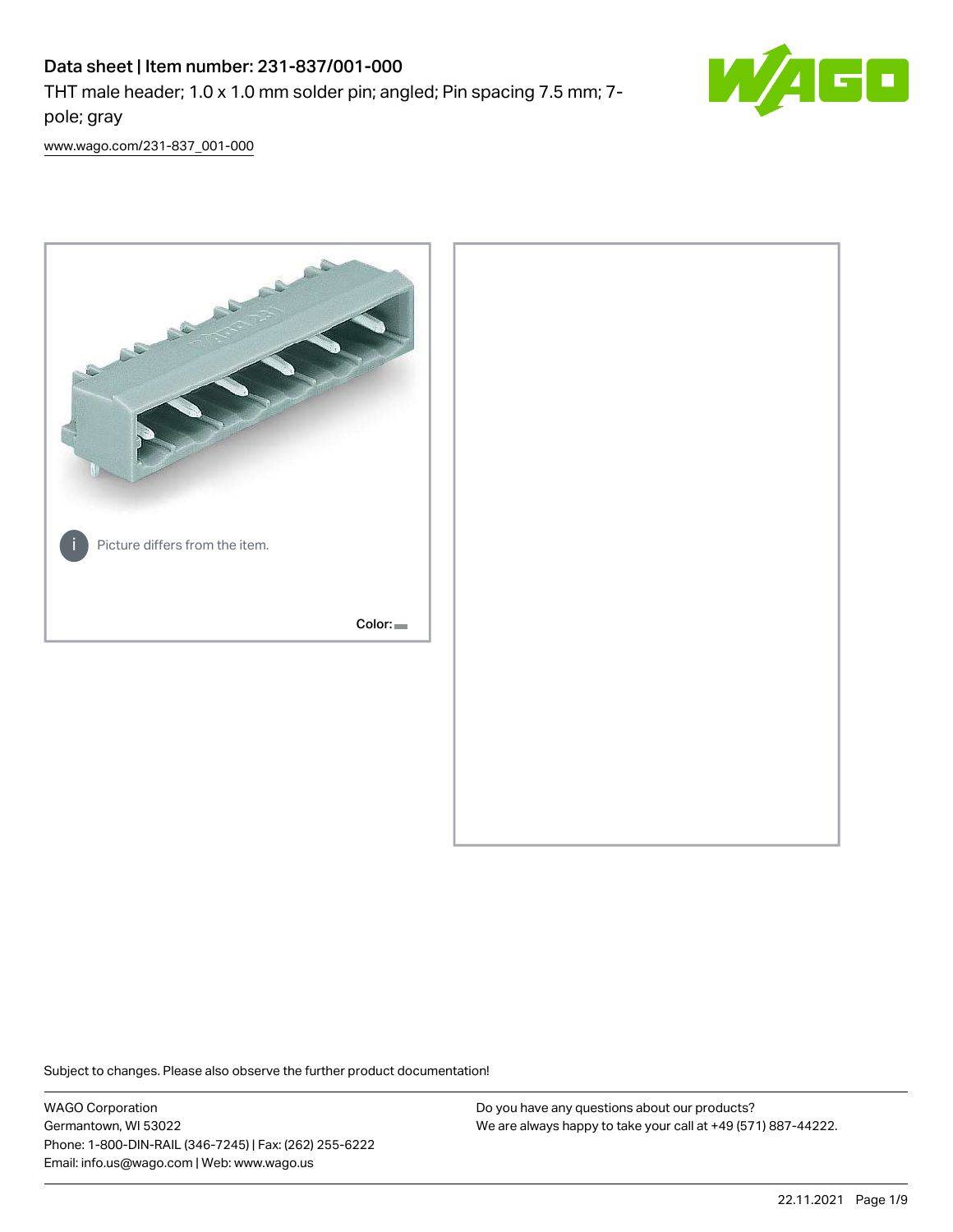# Data sheet | Item number: 231-837/001-000

THT male header; 1.0 x 1.0 mm solder pin; angled; Pin spacing 7.5 mm; 7-pole; gray

[www.wago.com/231-837_001-000](www.wago.com/231-837_001-000)

Picture differs from the item.

Color:

Subject to changes. Please also observe the further product documentation!

WAGO Corporation
Germantown, WI 53022
Phone: 1-800-DIN-RAIL (346-7245) | Fax: (262) 255-6222
Email: info.us@wago.com | Web: www.wago.us

Do you have any questions about our products?
We are always happy to take your call at +49 (571) 887-44222.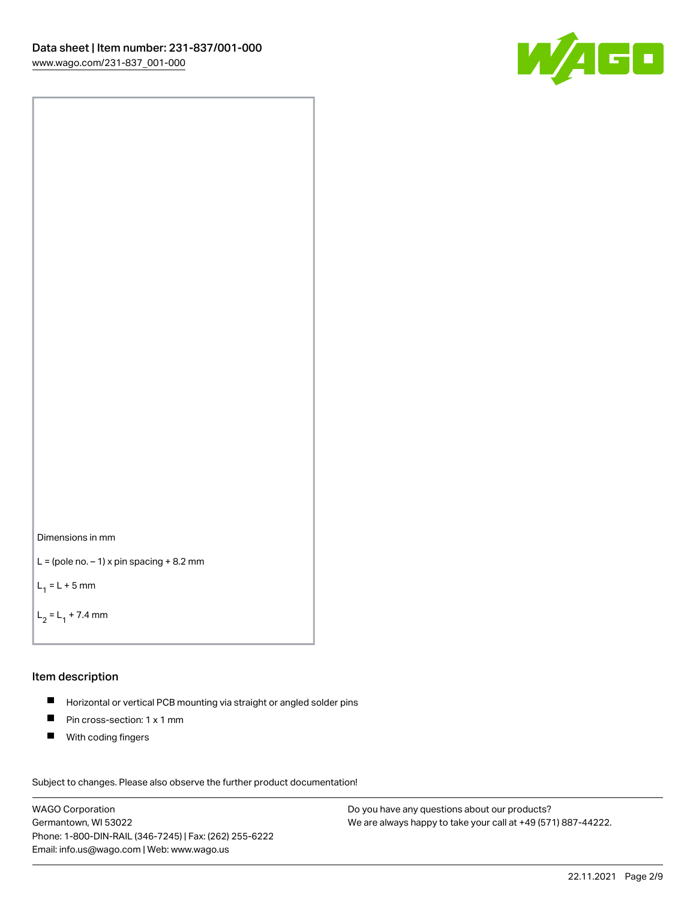Dimensions in mm

L = (pole no. – 1) x pin spacing + 8.2 mm

$L_1$ = L + 5 mm

$L_2$ = $L_1$ + 7.4 mm

## Item description

- Horizontal or vertical PCB mounting via straight or angled solder pins
- Pin cross-section: 1 x 1 mm
- With coding fingers

Subject to changes. Please also observe the further product documentation!

WAGO Corporation
Germantown, WI 53022
Phone: 1-800-DIN-RAIL (346-7245) | Fax: (262) 255-6222
Email: info.us@wago.com | Web: www.wago.us

Do you have any questions about our products?
We are always happy to take your call at +49 (571) 887-44222.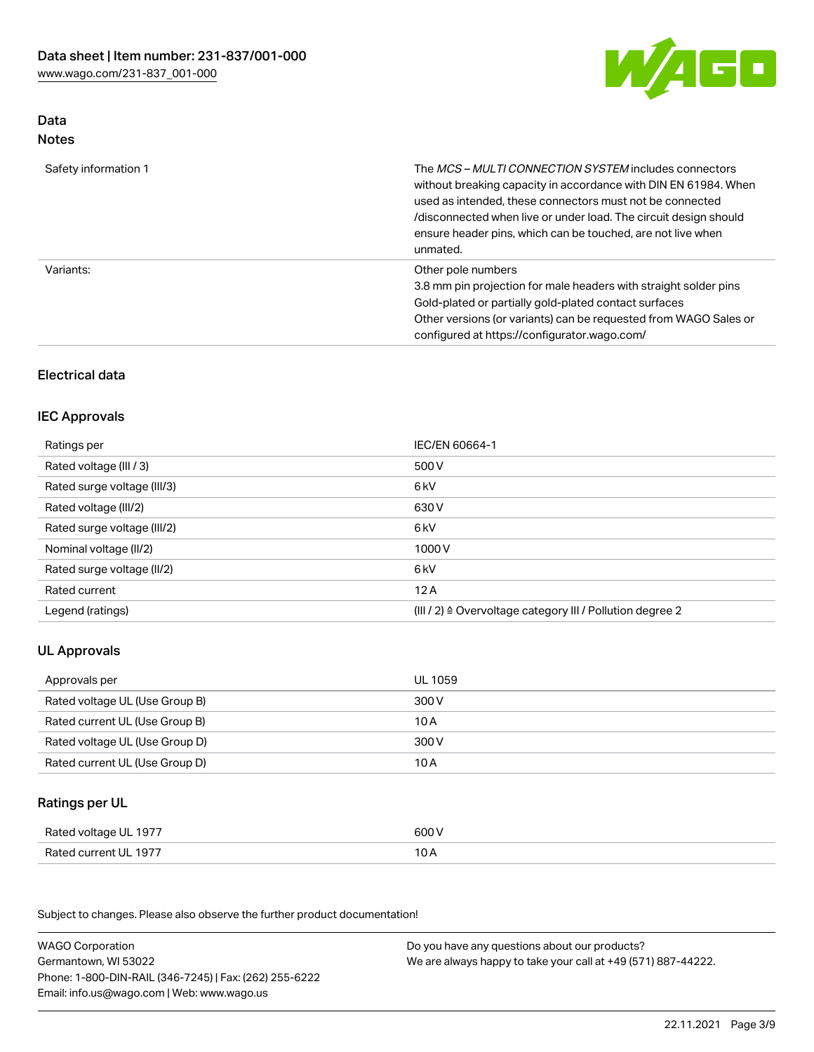## Data

### Notes

| | |
|---|---|
| Safety information 1 | The *MCS – MULTI CONNECTION SYSTEM* includes connectors without breaking capacity in accordance with DIN EN 61984. When used as intended, these connectors must not be connected /disconnected when live or under load. The circuit design should ensure header pins, which can be touched, are not live when unmated. |
| Variants: | Other pole numbers<br>3.8 mm pin projection for male headers with straight solder pins<br>Gold-plated or partially gold-plated contact surfaces<br>Other versions (or variants) can be requested from WAGO Sales or configured at https://configurator.wago.com/ |

## Electrical data

### IEC Approvals

| Ratings per | IEC/EN 60664-1 |
|---|---|
| Rated voltage (III / 3) | 500 V |
| Rated surge voltage (III/3) | 6 kV |
| Rated voltage (III/2) | 630 V |
| Rated surge voltage (III/2) | 6 kV |
| Nominal voltage (II/2) | 1000 V |
| Rated surge voltage (II/2) | 6 kV |
| Rated current | 12 A |
| Legend (ratings) | (III / 2) ≙ Overvoltage category III / Pollution degree 2 |

### UL Approvals

| Approvals per | UL 1059 |
|---|---|
| Rated voltage UL (Use Group B) | 300 V |
| Rated current UL (Use Group B) | 10 A |
| Rated voltage UL (Use Group D) | 300 V |
| Rated current UL (Use Group D) | 10 A |

### Ratings per UL

| | |
|---|---|
| Rated voltage UL 1977 | 600 V |
| Rated current UL 1977 | 10 A |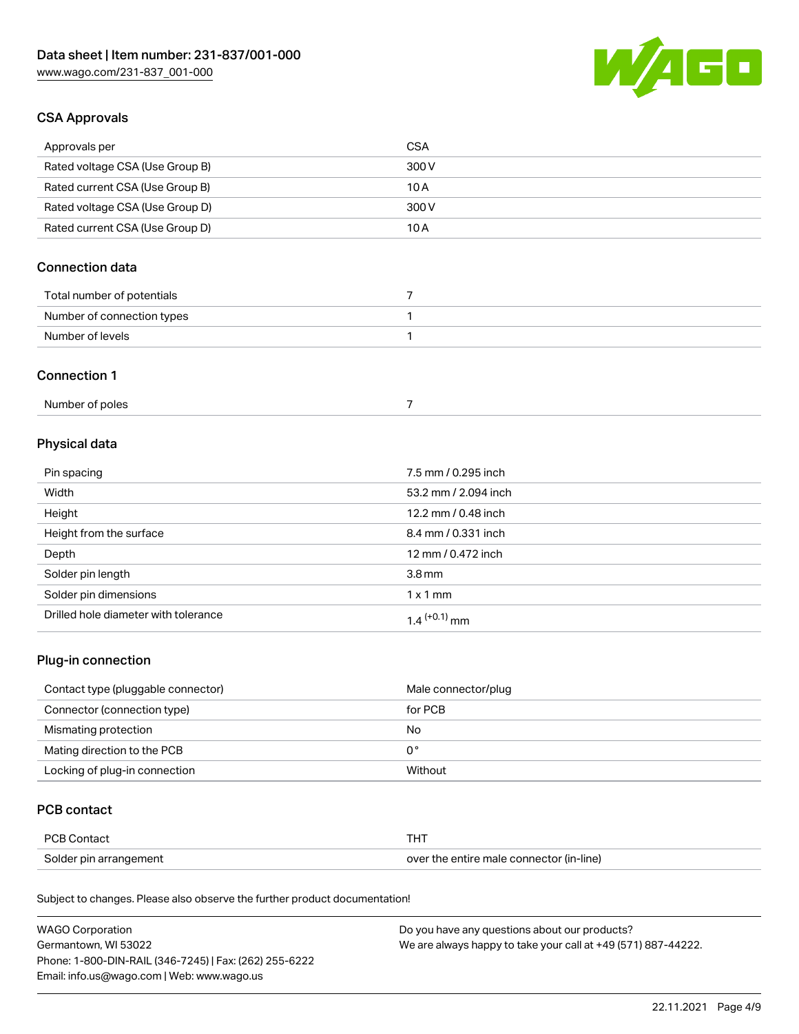## CSA Approvals

| | |
|---|---|
| Approvals per | CSA |
| Rated voltage CSA (Use Group B) | 300 V |
| Rated current CSA (Use Group B) | 10 A |
| Rated voltage CSA (Use Group D) | 300 V |
| Rated current CSA (Use Group D) | 10 A |

## Connection data

| | |
|---|---|
| Total number of potentials | 7 |
| Number of connection types | 1 |
| Number of levels | 1 |

## Connection 1

| | |
|---|---|
| Number of poles | 7 |

## Physical data

| | |
|---|---|
| Pin spacing | 7.5 mm / 0.295 inch |
| Width | 53.2 mm / 2.094 inch |
| Height | 12.2 mm / 0.48 inch |
| Height from the surface | 8.4 mm / 0.331 inch |
| Depth | 12 mm / 0.472 inch |
| Solder pin length | 3.8 mm |
| Solder pin dimensions | 1 x 1 mm |
| Drilled hole diameter with tolerance | $1.4^{(+0.1)}$ mm |

## Plug-in connection

| | |
|---|---|
| Contact type (pluggable connector) | Male connector/plug |
| Connector (connection type) | for PCB |
| Mismating protection | No |
| Mating direction to the PCB | 0 ° |
| Locking of plug-in connection | Without |

## PCB contact

| | |
|---|---|
| PCB Contact | THT |
| Solder pin arrangement | over the entire male connector (in-line) |

Subject to changes. Please also observe the further product documentation!

WAGO Corporation
Germantown, WI 53022
Phone: 1-800-DIN-RAIL (346-7245) | Fax: (262) 255-6222
Email: info.us@wago.com | Web: www.wago.us

Do you have any questions about our products?
We are always happy to take your call at +49 (571) 887-44222.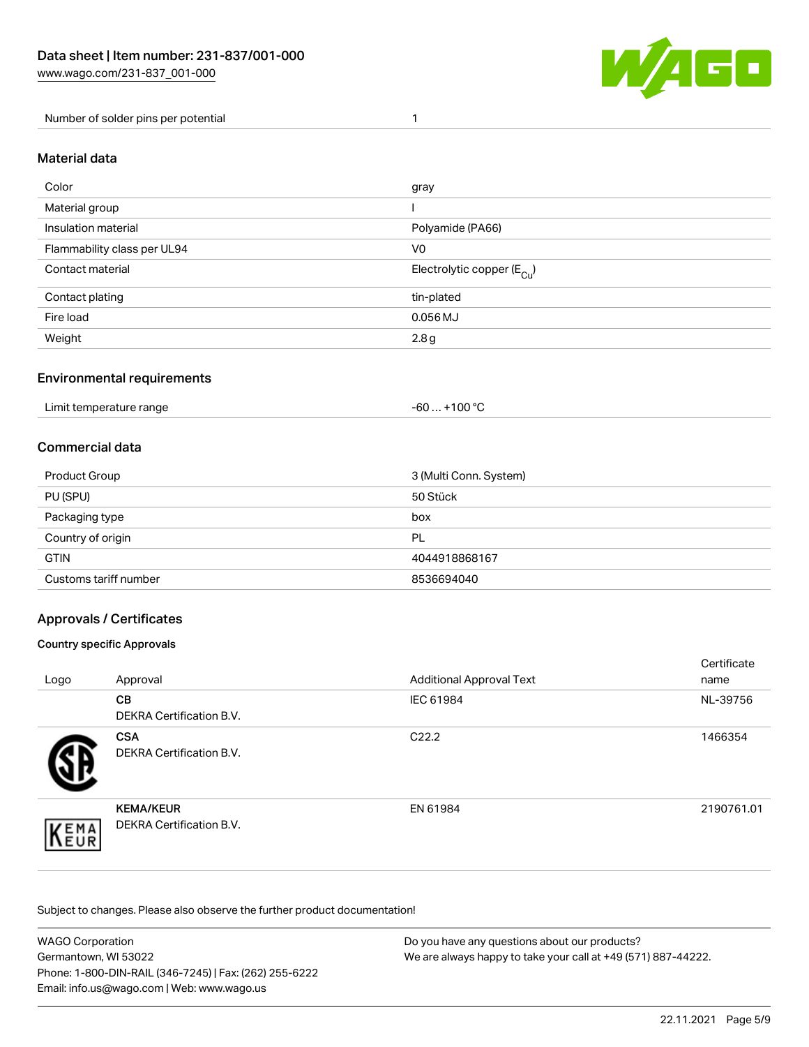| | |
|---|---|
| Number of solder pins per potential | 1 |

## Material data

| | |
|---|---|
| Color | gray |
| Material group | I |
| Insulation material | Polyamide (PA66) |
| Flammability class per UL94 | V0 |
| Contact material | Electrolytic copper ($E_{Cu}$) |
| Contact plating | tin-plated |
| Fire load | 0.056 MJ |
| Weight | 2.8 g |

## Environmental requirements

| | |
|---|---|
| Limit temperature range | -60 … +100 °C |

## Commercial data

| | |
|---|---|
| Product Group | 3 (Multi Conn. System) |
| PU (SPU) | 50 Stück |
| Packaging type | box |
| Country of origin | PL |
| GTIN | 4044918868167 |
| Customs tariff number | 8536694040 |

## Approvals / Certificates

### Country specific Approvals

| Logo | Approval | Additional Approval Text | Certificate name |
|---|---|---|---|
| | **CB** DEKRA Certification B.V. | IEC 61984 | NL-39756 |
| | **CSA** DEKRA Certification B.V. | C22.2 | 1466354 |
| | **KEMA/KEUR** DEKRA Certification B.V. | EN 61984 | 2190761.01 |

Subject to changes. Please also observe the further product documentation!

WAGO Corporation
Germantown, WI 53022
Phone: 1-800-DIN-RAIL (346-7245) | Fax: (262) 255-6222
Email: info.us@wago.com | Web: www.wago.us

Do you have any questions about our products?
We are always happy to take your call at +49 (571) 887-44222.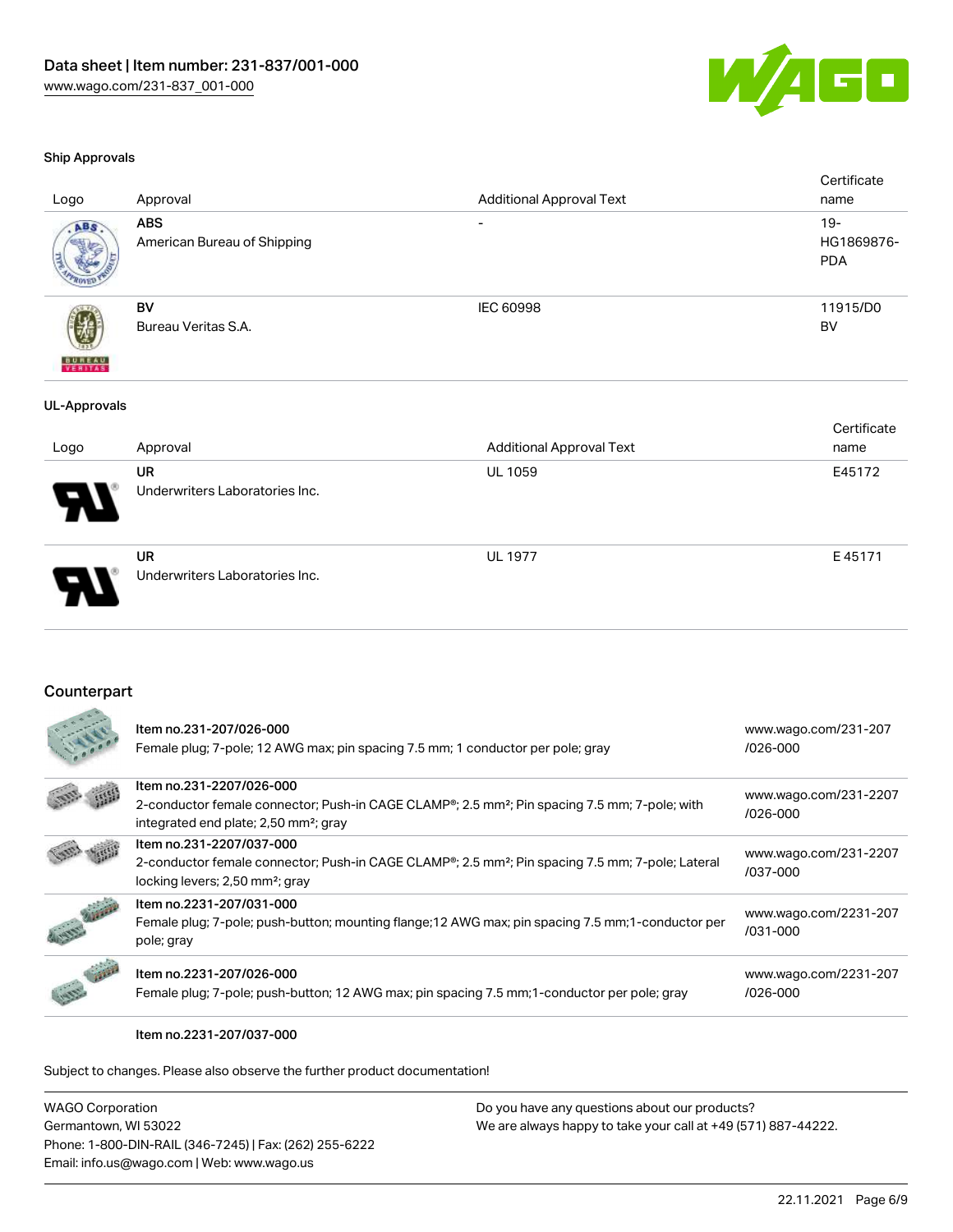#### Ship Approvals

| Logo | Approval | Additional Approval Text | Certificate name |
| --- | --- | --- | --- |
| | **ABS**<br>American Bureau of Shipping | - | 19-HG1869876-PDA |
| | **BV**<br>Bureau Veritas S.A. | IEC 60998 | 11915/D0 BV |

#### UL-Approvals

| Logo | Approval | Additional Approval Text | Certificate name |
| --- | --- | --- | --- |
| | **UR**<br>Underwriters Laboratories Inc. | UL 1059 | E45172 |
| | **UR**<br>Underwriters Laboratories Inc. | UL 1977 | E 45171 |

## Counterpart

| | | |
| --- | --- | --- |
| | Item no.231-207/026-000<br>Female plug; 7-pole; 12 AWG max; pin spacing 7.5 mm; 1 conductor per pole; gray | www.wago.com/231-207/026-000 |
| | Item no.231-2207/026-000<br>2-conductor female connector; Push-in CAGE CLAMP®; 2.5 mm²; Pin spacing 7.5 mm; 7-pole; with integrated end plate; 2,50 mm²; gray | www.wago.com/231-2207/026-000 |
| | Item no.231-2207/037-000<br>2-conductor female connector; Push-in CAGE CLAMP®; 2.5 mm²; Pin spacing 7.5 mm; 7-pole; Lateral locking levers; 2,50 mm²; gray | www.wago.com/231-2207/037-000 |
| | Item no.2231-207/031-000<br>Female plug; 7-pole; push-button; mounting flange;12 AWG max; pin spacing 7.5 mm;1-conductor per pole; gray | www.wago.com/2231-207/031-000 |
| | Item no.2231-207/026-000<br>Female plug; 7-pole; push-button; 12 AWG max; pin spacing 7.5 mm;1-conductor per pole; gray | www.wago.com/2231-207/026-000 |

Item no.2231-207/037-000

Subject to changes. Please also observe the further product documentation!

WAGO Corporation
Germantown, WI 53022
Phone: 1-800-DIN-RAIL (346-7245) | Fax: (262) 255-6222
Email: info.us@wago.com | Web: www.wago.us

Do you have any questions about our products?
We are always happy to take your call at +49 (571) 887-44222.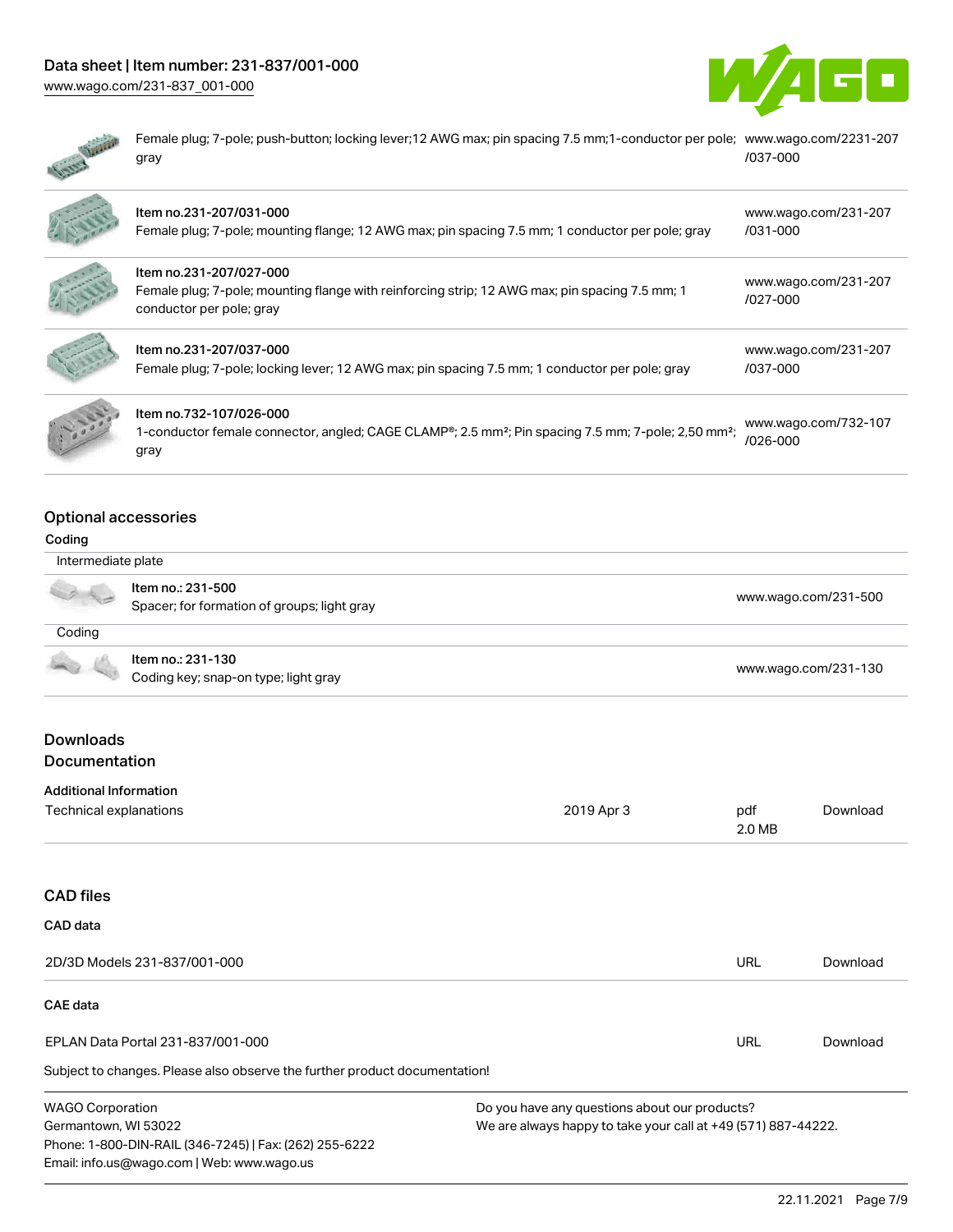| | | |
|---|---|---|
| | Female plug; 7-pole; push-button; locking lever;12 AWG max; pin spacing 7.5 mm;1-conductor per pole; gray | www.wago.com/2231-207/037-000 |
| | Item no.231-207/031-000<br>Female plug; 7-pole; mounting flange; 12 AWG max; pin spacing 7.5 mm; 1 conductor per pole; gray | www.wago.com/231-207/031-000 |
| | Item no.231-207/027-000<br>Female plug; 7-pole; mounting flange with reinforcing strip; 12 AWG max; pin spacing 7.5 mm; 1 conductor per pole; gray | www.wago.com/231-207/027-000 |
| | Item no.231-207/037-000<br>Female plug; 7-pole; locking lever; 12 AWG max; pin spacing 7.5 mm; 1 conductor per pole; gray | www.wago.com/231-207/037-000 |
| | Item no.732-107/026-000<br>1-conductor female connector, angled; CAGE CLAMP®; 2.5 mm²; Pin spacing 7.5 mm; 7-pole; 2,50 mm²; gray | www.wago.com/732-107/026-000 |

## Optional accessories

### Coding

Intermediate plate

| | | |
|---|---|---|
| | Item no.: 231-500<br>Spacer; for formation of groups; light gray | www.wago.com/231-500 |

Coding

| | | |
|---|---|---|
| | Item no.: 231-130<br>Coding key; snap-on type; light gray | www.wago.com/231-130 |

## Downloads

## Documentation

### Additional Information

| | | | |
|---|---|---|---|
| Technical explanations | 2019 Apr 3 | pdf<br>2.0 MB | Download |

## CAD files

### CAD data

| | | |
|---|---|---|
| 2D/3D Models 231-837/001-000 | URL | Download |

### CAE data

| | | |
|---|---|---|
| EPLAN Data Portal 231-837/001-000 | URL | Download |

Subject to changes. Please also observe the further product documentation!

WAGO Corporation
Germantown, WI 53022
Phone: 1-800-DIN-RAIL (346-7245) | Fax: (262) 255-6222
Email: info.us@wago.com | Web: www.wago.us

Do you have any questions about our products?
We are always happy to take your call at +49 (571) 887-44222.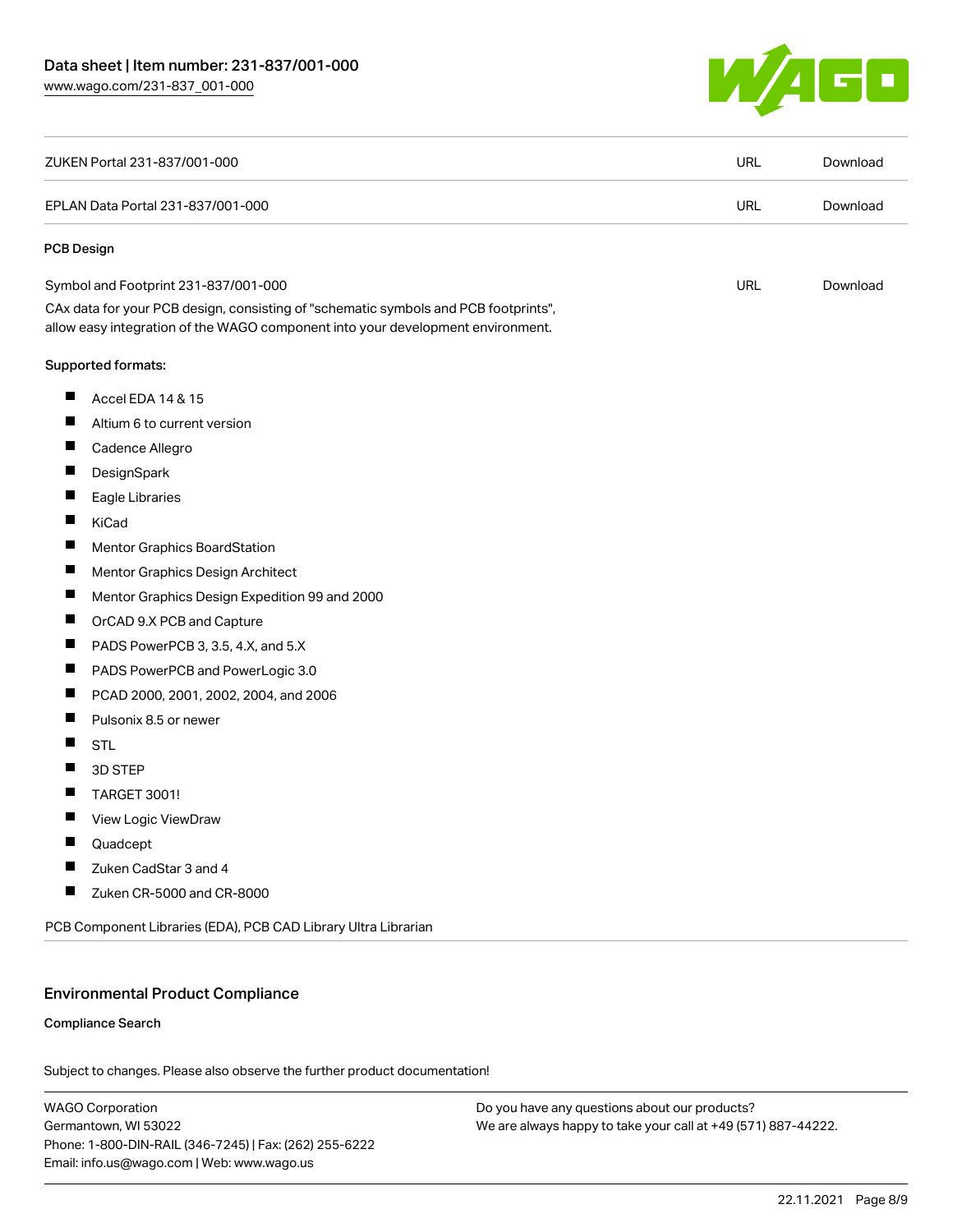| | | |
|---|---|---|
| ZUKEN Portal 231-837/001-000 | URL | Download |
| EPLAN Data Portal 231-837/001-000 | URL | Download |

**PCB Design**

| | | |
|---|---|---|
| Symbol and Footprint 231-837/001-000 | URL | Download |

CAx data for your PCB design, consisting of "schematic symbols and PCB footprints", allow easy integration of the WAGO component into your development environment.

Supported formats:

- Accel EDA 14 & 15
- Altium 6 to current version
- Cadence Allegro
- DesignSpark
- Eagle Libraries
- KiCad
- Mentor Graphics BoardStation
- Mentor Graphics Design Architect
- Mentor Graphics Design Expedition 99 and 2000
- OrCAD 9.X PCB and Capture
- PADS PowerPCB 3, 3.5, 4.X, and 5.X
- PADS PowerPCB and PowerLogic 3.0
- PCAD 2000, 2001, 2002, 2004, and 2006
- Pulsonix 8.5 or newer
- STL
- 3D STEP
- TARGET 3001!
- View Logic ViewDraw
- Quadcept
- Zuken CadStar 3 and 4
- Zuken CR-5000 and CR-8000

PCB Component Libraries (EDA), PCB CAD Library Ultra Librarian

## Environmental Product Compliance

**Compliance Search**

Subject to changes. Please also observe the further product documentation!

WAGO Corporation
Germantown, WI 53022
Phone: 1-800-DIN-RAIL (346-7245) | Fax: (262) 255-6222
Email: info.us@wago.com | Web: www.wago.us

Do you have any questions about our products?
We are always happy to take your call at +49 (571) 887-44222.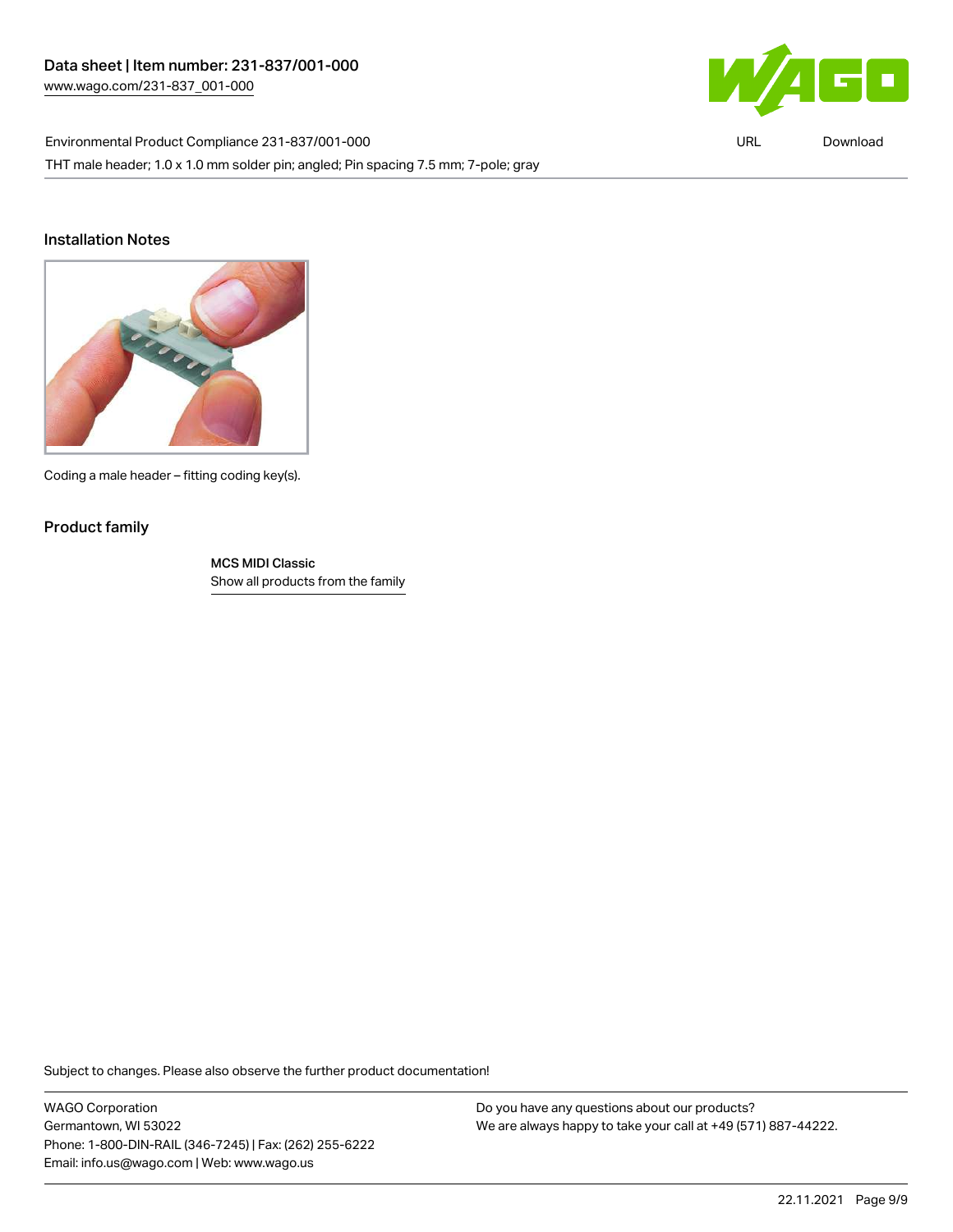Environmental Product Compliance 231-837/001-000

THT male header; 1.0 x 1.0 mm solder pin; angled; Pin spacing 7.5 mm; 7-pole; gray

URL Download

### Installation Notes

Coding a male header – fitting coding key(s).

### Product family

MCS MIDI Classic
Show all products from the family

Subject to changes. Please also observe the further product documentation!

WAGO Corporation
Germantown, WI 53022
Phone: 1-800-DIN-RAIL (346-7245) | Fax: (262) 255-6222
Email: info.us@wago.com | Web: www.wago.us

Do you have any questions about our products?
We are always happy to take your call at +49 (571) 887-44222.

22.11.2021